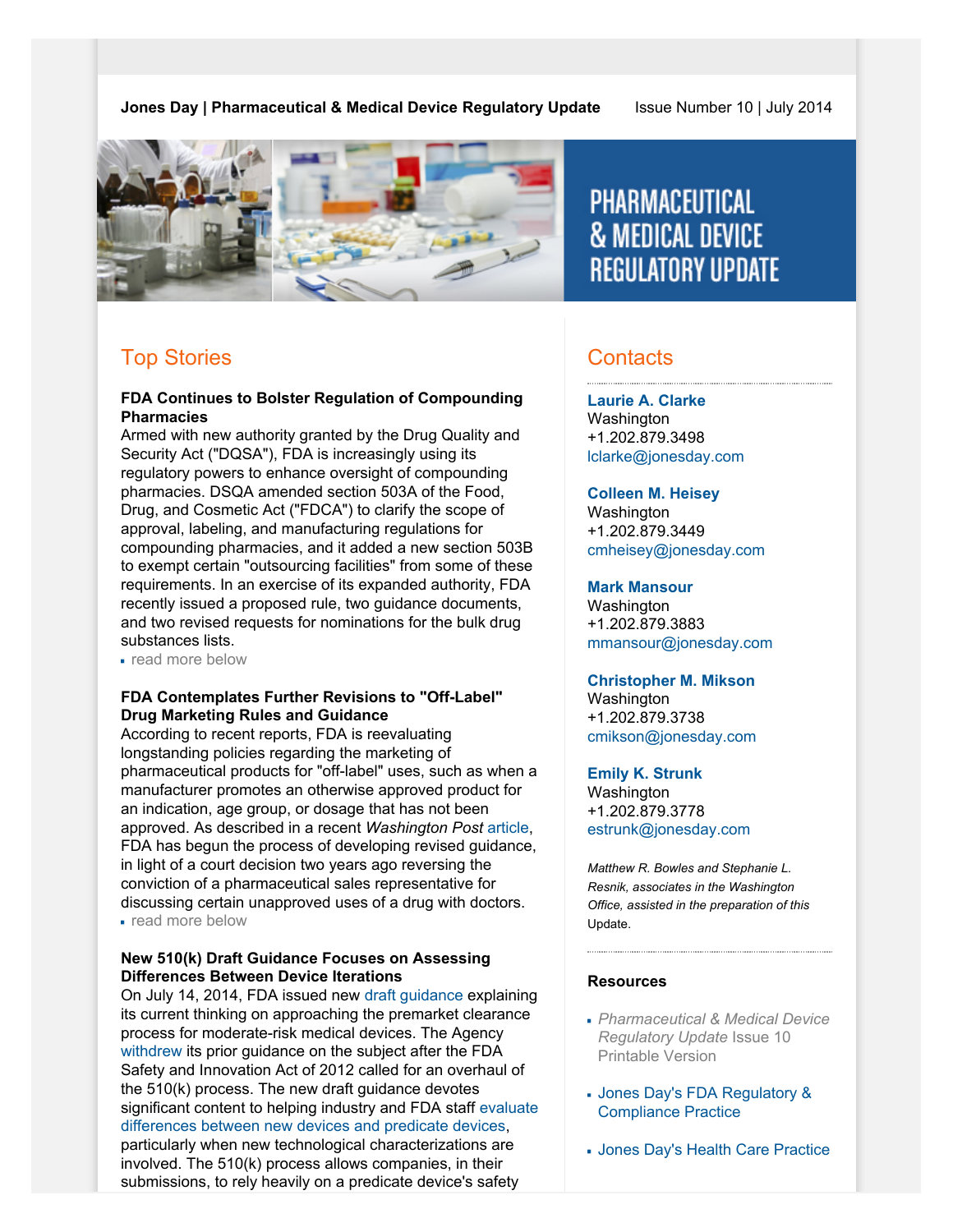**Jones Day | Pharmaceutical & Medical Device Regulatory Update** Issue Number 10 | July 2014

# PHARMACEUTICAL & MEDICAL DEVICE REGULATORY UPDATE

## Top Stories

**FDA Continues to Bolster Regulation of Compounding Pharmacies**

Armed with new authority granted by the Drug Quality and Security Act ("DQSA"), FDA is increasingly using its regulatory powers to enhance oversight of compounding pharmacies. DSQA amended section 503A of the Food, Drug, and Cosmetic Act ("FDCA") to clarify the scope of approval, labeling, and manufacturing regulations for compounding pharmacies, and it added a new section 503B to exempt certain "outsourcing facilities" from some of these requirements. In an exercise of its expanded authority, FDA recently issued a proposed rule, two guidance documents, and two revised requests for nominations for the bulk drug substances lists.

- read more below

**FDA Contemplates Further Revisions to "Off-Label" Drug Marketing Rules and Guidance**

According to recent reports, FDA is reevaluating longstanding policies regarding the marketing of pharmaceutical products for "off-label" uses, such as when a manufacturer promotes an otherwise approved product for an indication, age group, or dosage that has not been approved. As described in a recent *Washington Post* article, FDA has begun the process of developing revised guidance, in light of a court decision two years ago reversing the conviction of a pharmaceutical sales representative for discussing certain unapproved uses of a drug with doctors.

- read more below

**New 510(k) Draft Guidance Focuses on Assessing Differences Between Device Iterations**

On July 14, 2014, FDA issued new draft guidance explaining its current thinking on approaching the premarket clearance process for moderate-risk medical devices. The Agency withdrew its prior guidance on the subject after the FDA Safety and Innovation Act of 2012 called for an overhaul of the 510(k) process. The new draft guidance devotes significant content to helping industry and FDA staff evaluate differences between new devices and predicate devices, particularly when new technological characterizations are involved. The 510(k) process allows companies, in their submissions, to rely heavily on a predicate device's safety

## Contacts

**Laurie A. Clarke**
Washington
+1.202.879.3498
lclarke@jonesday.com

**Colleen M. Heisey**
Washington
+1.202.879.3449
cmheisey@jonesday.com

**Mark Mansour**
Washington
+1.202.879.3883
mmansour@jonesday.com

**Christopher M. Mikson**
Washington
+1.202.879.3738
cmikson@jonesday.com

**Emily K. Strunk**
Washington
+1.202.879.3778
estrunk@jonesday.com

*Matthew R. Bowles and Stephanie L. Resnik, associates in the Washington Office, assisted in the preparation of this* Update.

### Resources

- *Pharmaceutical & Medical Device Regulatory Update* Issue 10 Printable Version
- Jones Day's FDA Regulatory & Compliance Practice
- Jones Day's Health Care Practice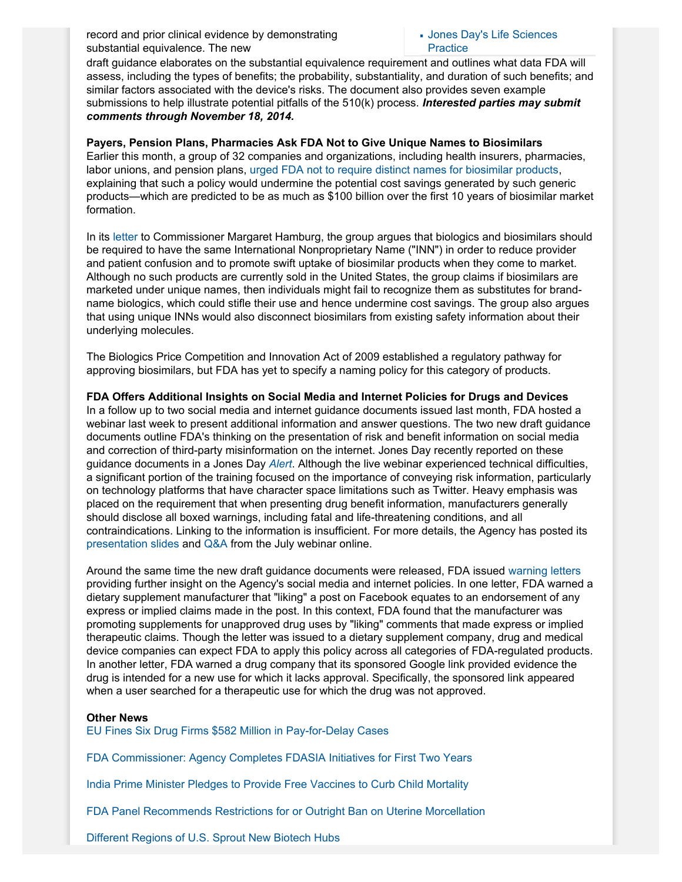record and prior clinical evidence by demonstrating substantial equivalence. The new draft guidance elaborates on the substantial equivalence requirement and outlines what data FDA will assess, including the types of benefits; the probability, substantiality, and duration of such benefits; and similar factors associated with the device's risks. The document also provides seven example submissions to help illustrate potential pitfalls of the 510(k) process. ***Interested parties may submit comments through November 18, 2014.***

- Jones Day's Life Sciences Practice

**Payers, Pension Plans, Pharmacies Ask FDA Not to Give Unique Names to Biosimilars**

Earlier this month, a group of 32 companies and organizations, including health insurers, pharmacies, labor unions, and pension plans, urged FDA not to require distinct names for biosimilar products, explaining that such a policy would undermine the potential cost savings generated by such generic products—which are predicted to be as much as $100 billion over the first 10 years of biosimilar market formation.

In its letter to Commissioner Margaret Hamburg, the group argues that biologics and biosimilars should be required to have the same International Nonproprietary Name ("INN") in order to reduce provider and patient confusion and to promote swift uptake of biosimilar products when they come to market. Although no such products are currently sold in the United States, the group claims if biosimilars are marketed under unique names, then individuals might fail to recognize them as substitutes for brand-name biologics, which could stifle their use and hence undermine cost savings. The group also argues that using unique INNs would also disconnect biosimilars from existing safety information about their underlying molecules.

The Biologics Price Competition and Innovation Act of 2009 established a regulatory pathway for approving biosimilars, but FDA has yet to specify a naming policy for this category of products.

**FDA Offers Additional Insights on Social Media and Internet Policies for Drugs and Devices**

In a follow up to two social media and internet guidance documents issued last month, FDA hosted a webinar last week to present additional information and answer questions. The two new draft guidance documents outline FDA's thinking on the presentation of risk and benefit information on social media and correction of third-party misinformation on the internet. Jones Day recently reported on these guidance documents in a Jones Day *Alert*. Although the live webinar experienced technical difficulties, a significant portion of the training focused on the importance of conveying risk information, particularly on technology platforms that have character space limitations such as Twitter. Heavy emphasis was placed on the requirement that when presenting drug benefit information, manufacturers generally should disclose all boxed warnings, including fatal and life-threatening conditions, and all contraindications. Linking to the information is insufficient. For more details, the Agency has posted its presentation slides and Q&A from the July webinar online.

Around the same time the new draft guidance documents were released, FDA issued warning letters providing further insight on the Agency's social media and internet policies. In one letter, FDA warned a dietary supplement manufacturer that "liking" a post on Facebook equates to an endorsement of any express or implied claims made in the post. In this context, FDA found that the manufacturer was promoting supplements for unapproved drug uses by "liking" comments that made express or implied therapeutic claims. Though the letter was issued to a dietary supplement company, drug and medical device companies can expect FDA to apply this policy across all categories of FDA-regulated products. In another letter, FDA warned a drug company that its sponsored Google link provided evidence the drug is intended for a new use for which it lacks approval. Specifically, the sponsored link appeared when a user searched for a therapeutic use for which the drug was not approved.

**Other News**

EU Fines Six Drug Firms $582 Million in Pay-for-Delay Cases

FDA Commissioner: Agency Completes FDASIA Initiatives for First Two Years

India Prime Minister Pledges to Provide Free Vaccines to Curb Child Mortality

FDA Panel Recommends Restrictions for or Outright Ban on Uterine Morcellation

Different Regions of U.S. Sprout New Biotech Hubs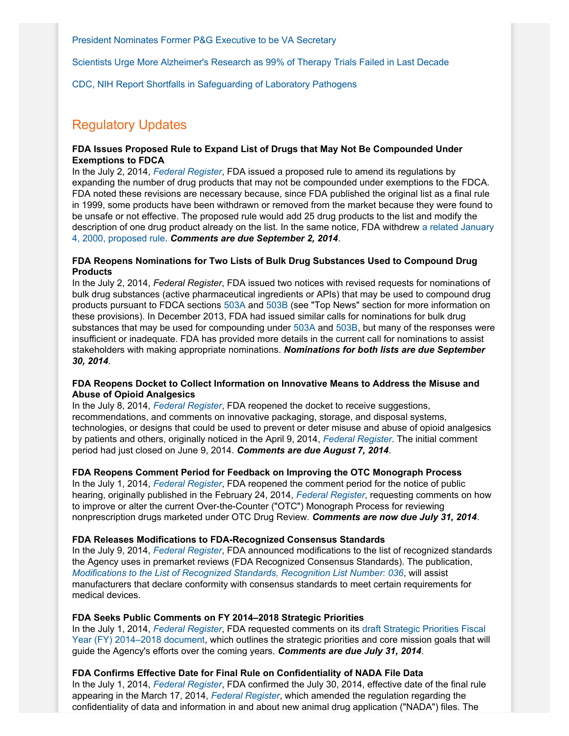President Nominates Former P&G Executive to be VA Secretary

Scientists Urge More Alzheimer's Research as 99% of Therapy Trials Failed in Last Decade

CDC, NIH Report Shortfalls in Safeguarding of Laboratory Pathogens

## Regulatory Updates

**FDA Issues Proposed Rule to Expand List of Drugs that May Not Be Compounded Under Exemptions to FDCA**

In the July 2, 2014, *Federal Register*, FDA issued a proposed rule to amend its regulations by expanding the number of drug products that may not be compounded under exemptions to the FDCA. FDA noted these revisions are necessary because, since FDA published the original list as a final rule in 1999, some products have been withdrawn or removed from the market because they were found to be unsafe or not effective. The proposed rule would add 25 drug products to the list and modify the description of one drug product already on the list. In the same notice, FDA withdrew a related January 4, 2000, proposed rule. ***Comments are due September 2, 2014***.

**FDA Reopens Nominations for Two Lists of Bulk Drug Substances Used to Compound Drug Products**

In the July 2, 2014, *Federal Register*, FDA issued two notices with revised requests for nominations of bulk drug substances (active pharmaceutical ingredients or APIs) that may be used to compound drug products pursuant to FDCA sections 503A and 503B (see "Top News" section for more information on these provisions). In December 2013, FDA had issued similar calls for nominations for bulk drug substances that may be used for compounding under 503A and 503B, but many of the responses were insufficient or inadequate. FDA has provided more details in the current call for nominations to assist stakeholders with making appropriate nominations. ***Nominations for both lists are due September 30, 2014***.

**FDA Reopens Docket to Collect Information on Innovative Means to Address the Misuse and Abuse of Opioid Analgesics**

In the July 8, 2014, *Federal Register*, FDA reopened the docket to receive suggestions, recommendations, and comments on innovative packaging, storage, and disposal systems, technologies, or designs that could be used to prevent or deter misuse and abuse of opioid analgesics by patients and others, originally noticed in the April 9, 2014, *Federal Register*. The initial comment period had just closed on June 9, 2014. ***Comments are due August 7, 2014***.

**FDA Reopens Comment Period for Feedback on Improving the OTC Monograph Process**

In the July 1, 2014, *Federal Register*, FDA reopened the comment period for the notice of public hearing, originally published in the February 24, 2014, *Federal Register*, requesting comments on how to improve or alter the current Over-the-Counter ("OTC") Monograph Process for reviewing nonprescription drugs marketed under OTC Drug Review. ***Comments are now due July 31, 2014***.

**FDA Releases Modifications to FDA-Recognized Consensus Standards**

In the July 9, 2014, *Federal Register*, FDA announced modifications to the list of recognized standards the Agency uses in premarket reviews (FDA Recognized Consensus Standards). The publication, *Modifications to the List of Recognized Standards, Recognition List Number: 036*, will assist manufacturers that declare conformity with consensus standards to meet certain requirements for medical devices.

**FDA Seeks Public Comments on FY 2014–2018 Strategic Priorities**

In the July 1, 2014, *Federal Register*, FDA requested comments on its draft Strategic Priorities Fiscal Year (FY) 2014–2018 document, which outlines the strategic priorities and core mission goals that will guide the Agency's efforts over the coming years. ***Comments are due July 31, 2014***.

**FDA Confirms Effective Date for Final Rule on Confidentiality of NADA File Data**

In the July 1, 2014, *Federal Register*, FDA confirmed the July 30, 2014, effective date of the final rule appearing in the March 17, 2014, *Federal Register*, which amended the regulation regarding the confidentiality of data and information in and about new animal drug application ("NADA") files. The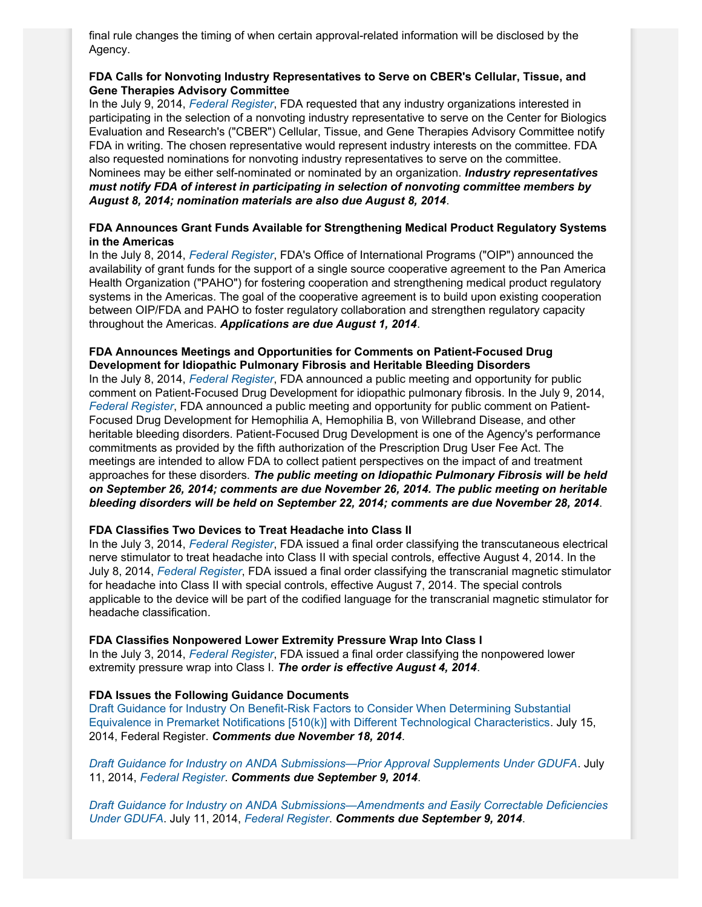final rule changes the timing of when certain approval-related information will be disclosed by the Agency.

**FDA Calls for Nonvoting Industry Representatives to Serve on CBER's Cellular, Tissue, and Gene Therapies Advisory Committee**
In the July 9, 2014, *Federal Register*, FDA requested that any industry organizations interested in participating in the selection of a nonvoting industry representative to serve on the Center for Biologics Evaluation and Research's ("CBER") Cellular, Tissue, and Gene Therapies Advisory Committee notify FDA in writing. The chosen representative would represent industry interests on the committee. FDA also requested nominations for nonvoting industry representatives to serve on the committee. Nominees may be either self-nominated or nominated by an organization. ***Industry representatives must notify FDA of interest in participating in selection of nonvoting committee members by August 8, 2014; nomination materials are also due August 8, 2014***.

**FDA Announces Grant Funds Available for Strengthening Medical Product Regulatory Systems in the Americas**
In the July 8, 2014, *Federal Register*, FDA's Office of International Programs ("OIP") announced the availability of grant funds for the support of a single source cooperative agreement to the Pan America Health Organization ("PAHO") for fostering cooperation and strengthening medical product regulatory systems in the Americas. The goal of the cooperative agreement is to build upon existing cooperation between OIP/FDA and PAHO to foster regulatory collaboration and strengthen regulatory capacity throughout the Americas. ***Applications are due August 1, 2014***.

**FDA Announces Meetings and Opportunities for Comments on Patient-Focused Drug Development for Idiopathic Pulmonary Fibrosis and Heritable Bleeding Disorders**
In the July 8, 2014, *Federal Register*, FDA announced a public meeting and opportunity for public comment on Patient-Focused Drug Development for idiopathic pulmonary fibrosis. In the July 9, 2014, *Federal Register*, FDA announced a public meeting and opportunity for public comment on Patient-Focused Drug Development for Hemophilia A, Hemophilia B, von Willebrand Disease, and other heritable bleeding disorders. Patient-Focused Drug Development is one of the Agency's performance commitments as provided by the fifth authorization of the Prescription Drug User Fee Act. The meetings are intended to allow FDA to collect patient perspectives on the impact of and treatment approaches for these disorders. ***The public meeting on Idiopathic Pulmonary Fibrosis will be held on September 26, 2014; comments are due November 26, 2014. The public meeting on heritable bleeding disorders will be held on September 22, 2014; comments are due November 28, 2014***.

**FDA Classifies Two Devices to Treat Headache into Class II**
In the July 3, 2014, *Federal Register*, FDA issued a final order classifying the transcutaneous electrical nerve stimulator to treat headache into Class II with special controls, effective August 4, 2014. In the July 8, 2014, *Federal Register*, FDA issued a final order classifying the transcranial magnetic stimulator for headache into Class II with special controls, effective August 7, 2014. The special controls applicable to the device will be part of the codified language for the transcranial magnetic stimulator for headache classification.

**FDA Classifies Nonpowered Lower Extremity Pressure Wrap Into Class I**
In the July 3, 2014, *Federal Register*, FDA issued a final order classifying the nonpowered lower extremity pressure wrap into Class I. ***The order is effective August 4, 2014***.

**FDA Issues the Following Guidance Documents**
Draft Guidance for Industry On Benefit-Risk Factors to Consider When Determining Substantial Equivalence in Premarket Notifications [510(k)] with Different Technological Characteristics. July 15, 2014, Federal Register. ***Comments due November 18, 2014***.

*Draft Guidance for Industry on ANDA Submissions—Prior Approval Supplements Under GDUFA*. July 11, 2014, *Federal Register*. ***Comments due September 9, 2014***.

*Draft Guidance for Industry on ANDA Submissions—Amendments and Easily Correctable Deficiencies Under GDUFA*. July 11, 2014, *Federal Register*. ***Comments due September 9, 2014***.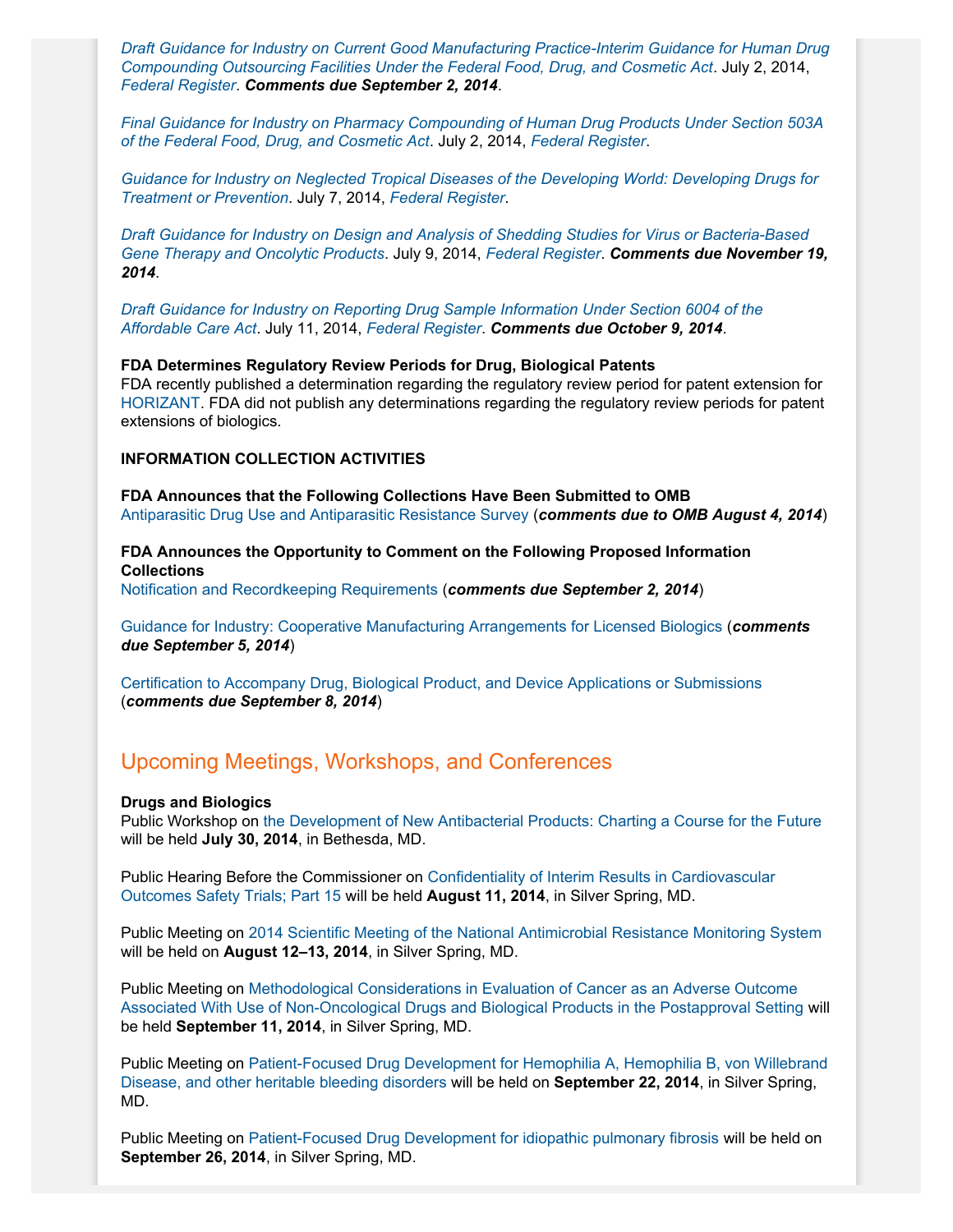*Draft Guidance for Industry on Current Good Manufacturing Practice-Interim Guidance for Human Drug Compounding Outsourcing Facilities Under the Federal Food, Drug, and Cosmetic Act*. July 2, 2014, *Federal Register*. ***Comments due September 2, 2014***.

*Final Guidance for Industry on Pharmacy Compounding of Human Drug Products Under Section 503A of the Federal Food, Drug, and Cosmetic Act*. July 2, 2014, *Federal Register*.

*Guidance for Industry on Neglected Tropical Diseases of the Developing World: Developing Drugs for Treatment or Prevention*. July 7, 2014, *Federal Register*.

*Draft Guidance for Industry on Design and Analysis of Shedding Studies for Virus or Bacteria-Based Gene Therapy and Oncolytic Products*. July 9, 2014, *Federal Register*. ***Comments due November 19, 2014***.

*Draft Guidance for Industry on Reporting Drug Sample Information Under Section 6004 of the Affordable Care Act*. July 11, 2014, *Federal Register*. ***Comments due October 9, 2014***.

**FDA Determines Regulatory Review Periods for Drug, Biological Patents**
FDA recently published a determination regarding the regulatory review period for patent extension for HORIZANT. FDA did not publish any determinations regarding the regulatory review periods for patent extensions of biologics.

**INFORMATION COLLECTION ACTIVITIES**

**FDA Announces that the Following Collections Have Been Submitted to OMB**
Antiparasitic Drug Use and Antiparasitic Resistance Survey (***comments due to OMB August 4, 2014***)

**FDA Announces the Opportunity to Comment on the Following Proposed Information Collections**
Notification and Recordkeeping Requirements (***comments due September 2, 2014***)

Guidance for Industry: Cooperative Manufacturing Arrangements for Licensed Biologics (***comments due September 5, 2014***)

Certification to Accompany Drug, Biological Product, and Device Applications or Submissions (***comments due September 8, 2014***)

## Upcoming Meetings, Workshops, and Conferences

**Drugs and Biologics**
Public Workshop on the Development of New Antibacterial Products: Charting a Course for the Future will be held **July 30, 2014**, in Bethesda, MD.

Public Hearing Before the Commissioner on Confidentiality of Interim Results in Cardiovascular Outcomes Safety Trials; Part 15 will be held **August 11, 2014**, in Silver Spring, MD.

Public Meeting on 2014 Scientific Meeting of the National Antimicrobial Resistance Monitoring System will be held on **August 12–13, 2014**, in Silver Spring, MD.

Public Meeting on Methodological Considerations in Evaluation of Cancer as an Adverse Outcome Associated With Use of Non-Oncological Drugs and Biological Products in the Postapproval Setting will be held **September 11, 2014**, in Silver Spring, MD.

Public Meeting on Patient-Focused Drug Development for Hemophilia A, Hemophilia B, von Willebrand Disease, and other heritable bleeding disorders will be held on **September 22, 2014**, in Silver Spring, MD.

Public Meeting on Patient-Focused Drug Development for idiopathic pulmonary fibrosis will be held on **September 26, 2014**, in Silver Spring, MD.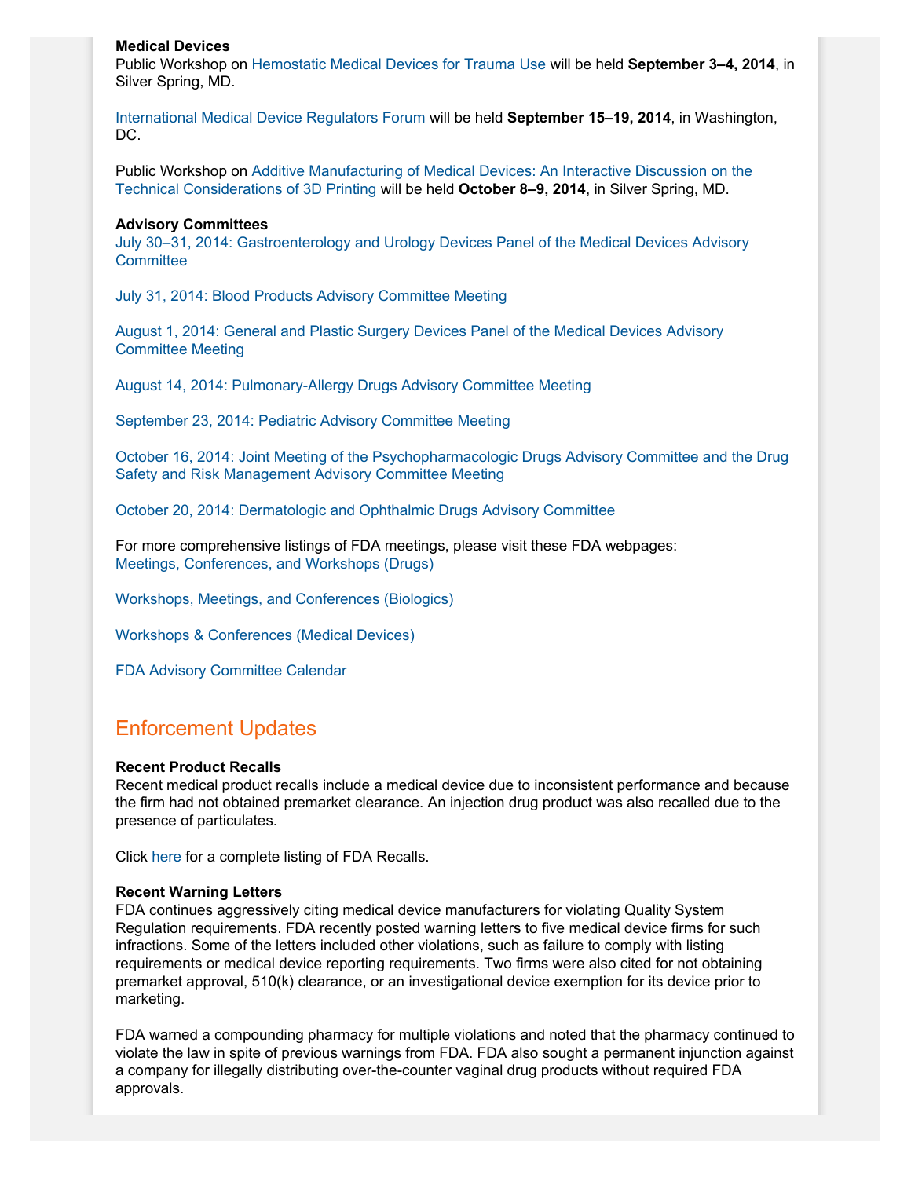**Medical Devices**

Public Workshop on Hemostatic Medical Devices for Trauma Use will be held **September 3–4, 2014**, in Silver Spring, MD.

International Medical Device Regulators Forum will be held **September 15–19, 2014**, in Washington, DC.

Public Workshop on Additive Manufacturing of Medical Devices: An Interactive Discussion on the Technical Considerations of 3D Printing will be held **October 8–9, 2014**, in Silver Spring, MD.

**Advisory Committees**

July 30–31, 2014: Gastroenterology and Urology Devices Panel of the Medical Devices Advisory Committee

July 31, 2014: Blood Products Advisory Committee Meeting

August 1, 2014: General and Plastic Surgery Devices Panel of the Medical Devices Advisory Committee Meeting

August 14, 2014: Pulmonary-Allergy Drugs Advisory Committee Meeting

September 23, 2014: Pediatric Advisory Committee Meeting

October 16, 2014: Joint Meeting of the Psychopharmacologic Drugs Advisory Committee and the Drug Safety and Risk Management Advisory Committee Meeting

October 20, 2014: Dermatologic and Ophthalmic Drugs Advisory Committee

For more comprehensive listings of FDA meetings, please visit these FDA webpages:

Meetings, Conferences, and Workshops (Drugs)

Workshops, Meetings, and Conferences (Biologics)

Workshops & Conferences (Medical Devices)

FDA Advisory Committee Calendar

## Enforcement Updates

**Recent Product Recalls**

Recent medical product recalls include a medical device due to inconsistent performance and because the firm had not obtained premarket clearance. An injection drug product was also recalled due to the presence of particulates.

Click here for a complete listing of FDA Recalls.

**Recent Warning Letters**

FDA continues aggressively citing medical device manufacturers for violating Quality System Regulation requirements. FDA recently posted warning letters to five medical device firms for such infractions. Some of the letters included other violations, such as failure to comply with listing requirements or medical device reporting requirements. Two firms were also cited for not obtaining premarket approval, 510(k) clearance, or an investigational device exemption for its device prior to marketing.

FDA warned a compounding pharmacy for multiple violations and noted that the pharmacy continued to violate the law in spite of previous warnings from FDA. FDA also sought a permanent injunction against a company for illegally distributing over-the-counter vaginal drug products without required FDA approvals.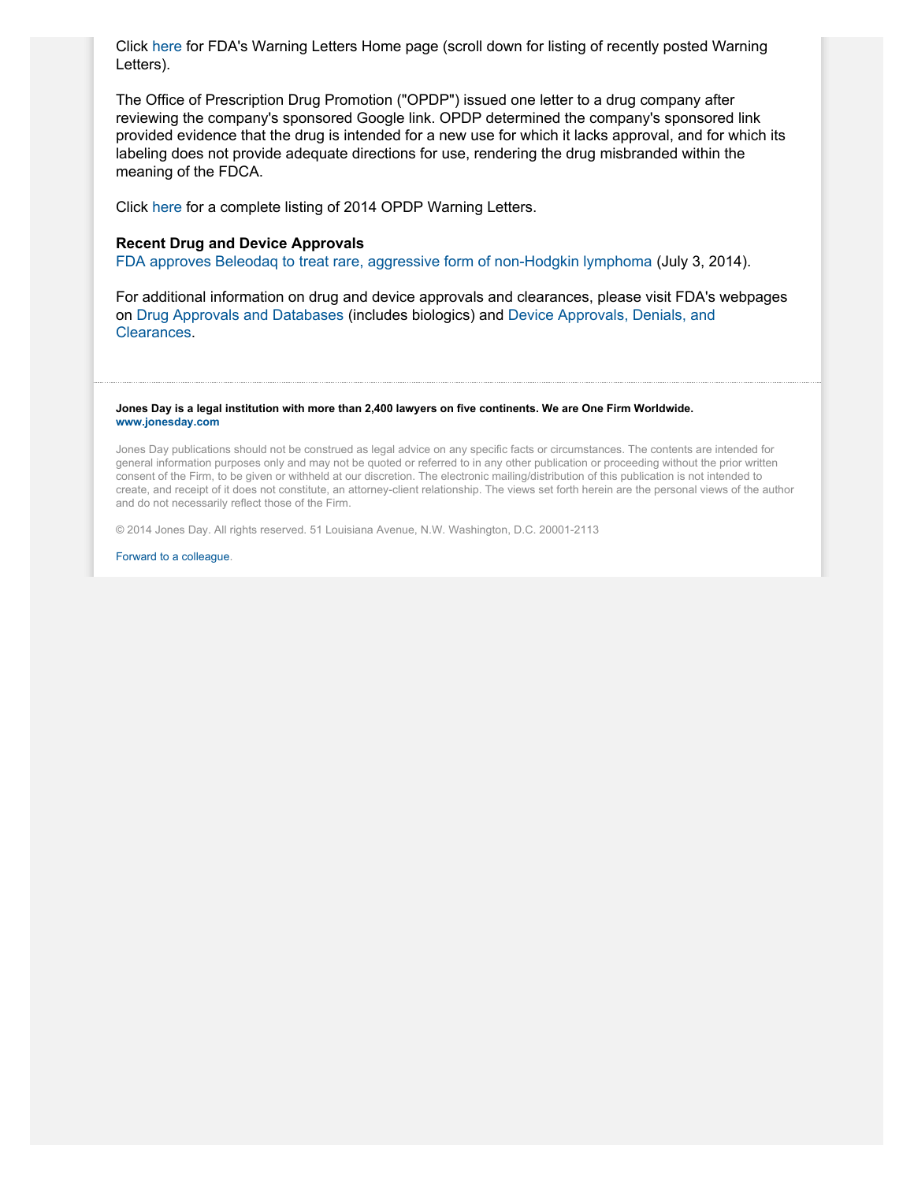Click here for FDA's Warning Letters Home page (scroll down for listing of recently posted Warning Letters).

The Office of Prescription Drug Promotion ("OPDP") issued one letter to a drug company after reviewing the company's sponsored Google link. OPDP determined the company's sponsored link provided evidence that the drug is intended for a new use for which it lacks approval, and for which its labeling does not provide adequate directions for use, rendering the drug misbranded within the meaning of the FDCA.

Click here for a complete listing of 2014 OPDP Warning Letters.

**Recent Drug and Device Approvals**

FDA approves Beleodaq to treat rare, aggressive form of non-Hodgkin lymphoma (July 3, 2014).

For additional information on drug and device approvals and clearances, please visit FDA's webpages on Drug Approvals and Databases (includes biologics) and Device Approvals, Denials, and Clearances.

---

**Jones Day is a legal institution with more than 2,400 lawyers on five continents. We are One Firm Worldwide.**
**www.jonesday.com**

Jones Day publications should not be construed as legal advice on any specific facts or circumstances. The contents are intended for general information purposes only and may not be quoted or referred to in any other publication or proceeding without the prior written consent of the Firm, to be given or withheld at our discretion. The electronic mailing/distribution of this publication is not intended to create, and receipt of it does not constitute, an attorney-client relationship. The views set forth herein are the personal views of the author and do not necessarily reflect those of the Firm.

© 2014 Jones Day. All rights reserved. 51 Louisiana Avenue, N.W. Washington, D.C. 20001-2113

Forward to a colleague.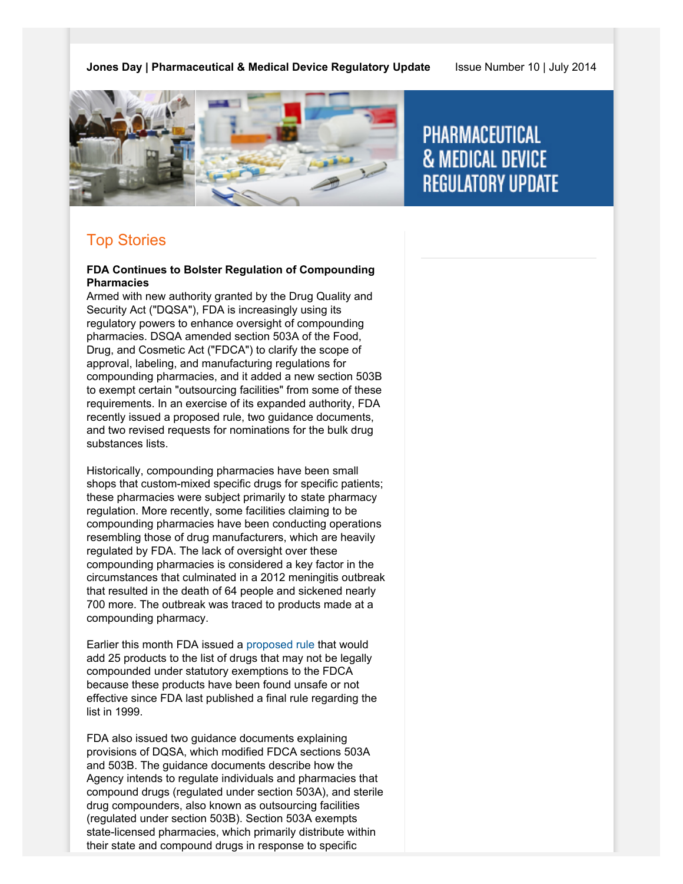**Jones Day | Pharmaceutical & Medical Device Regulatory Update** Issue Number 10 | July 2014

# PHARMACEUTICAL & MEDICAL DEVICE REGULATORY UPDATE

## Top Stories

**FDA Continues to Bolster Regulation of Compounding Pharmacies**

Armed with new authority granted by the Drug Quality and Security Act ("DQSA"), FDA is increasingly using its regulatory powers to enhance oversight of compounding pharmacies. DSQA amended section 503A of the Food, Drug, and Cosmetic Act ("FDCA") to clarify the scope of approval, labeling, and manufacturing regulations for compounding pharmacies, and it added a new section 503B to exempt certain "outsourcing facilities" from some of these requirements. In an exercise of its expanded authority, FDA recently issued a proposed rule, two guidance documents, and two revised requests for nominations for the bulk drug substances lists.

Historically, compounding pharmacies have been small shops that custom-mixed specific drugs for specific patients; these pharmacies were subject primarily to state pharmacy regulation. More recently, some facilities claiming to be compounding pharmacies have been conducting operations resembling those of drug manufacturers, which are heavily regulated by FDA. The lack of oversight over these compounding pharmacies is considered a key factor in the circumstances that culminated in a 2012 meningitis outbreak that resulted in the death of 64 people and sickened nearly 700 more. The outbreak was traced to products made at a compounding pharmacy.

Earlier this month FDA issued a proposed rule that would add 25 products to the list of drugs that may not be legally compounded under statutory exemptions to the FDCA because these products have been found unsafe or not effective since FDA last published a final rule regarding the list in 1999.

FDA also issued two guidance documents explaining provisions of DQSA, which modified FDCA sections 503A and 503B. The guidance documents describe how the Agency intends to regulate individuals and pharmacies that compound drugs (regulated under section 503A), and sterile drug compounders, also known as outsourcing facilities (regulated under section 503B). Section 503A exempts state-licensed pharmacies, which primarily distribute within their state and compound drugs in response to specific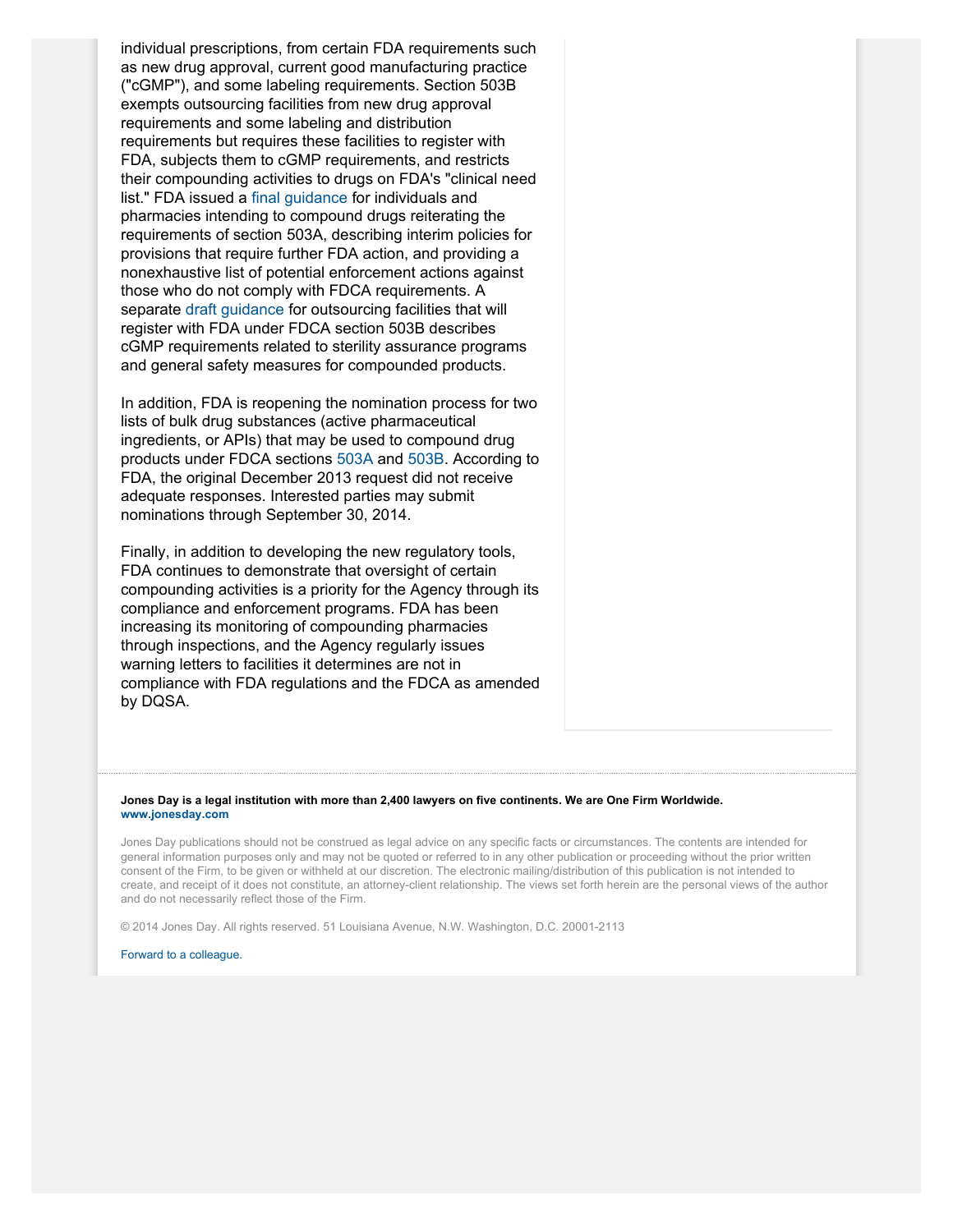individual prescriptions, from certain FDA requirements such as new drug approval, current good manufacturing practice ("cGMP"), and some labeling requirements. Section 503B exempts outsourcing facilities from new drug approval requirements and some labeling and distribution requirements but requires these facilities to register with FDA, subjects them to cGMP requirements, and restricts their compounding activities to drugs on FDA's "clinical need list." FDA issued a final guidance for individuals and pharmacies intending to compound drugs reiterating the requirements of section 503A, describing interim policies for provisions that require further FDA action, and providing a nonexhaustive list of potential enforcement actions against those who do not comply with FDCA requirements. A separate draft guidance for outsourcing facilities that will register with FDA under FDCA section 503B describes cGMP requirements related to sterility assurance programs and general safety measures for compounded products.

In addition, FDA is reopening the nomination process for two lists of bulk drug substances (active pharmaceutical ingredients, or APIs) that may be used to compound drug products under FDCA sections 503A and 503B. According to FDA, the original December 2013 request did not receive adequate responses. Interested parties may submit nominations through September 30, 2014.

Finally, in addition to developing the new regulatory tools, FDA continues to demonstrate that oversight of certain compounding activities is a priority for the Agency through its compliance and enforcement programs. FDA has been increasing its monitoring of compounding pharmacies through inspections, and the Agency regularly issues warning letters to facilities it determines are not in compliance with FDA regulations and the FDCA as amended by DQSA.

---

**Jones Day is a legal institution with more than 2,400 lawyers on five continents. We are One Firm Worldwide.**
**www.jonesday.com**

Jones Day publications should not be construed as legal advice on any specific facts or circumstances. The contents are intended for general information purposes only and may not be quoted or referred to in any other publication or proceeding without the prior written consent of the Firm, to be given or withheld at our discretion. The electronic mailing/distribution of this publication is not intended to create, and receipt of it does not constitute, an attorney-client relationship. The views set forth herein are the personal views of the author and do not necessarily reflect those of the Firm.

© 2014 Jones Day. All rights reserved. 51 Louisiana Avenue, N.W. Washington, D.C. 20001-2113

Forward to a colleague.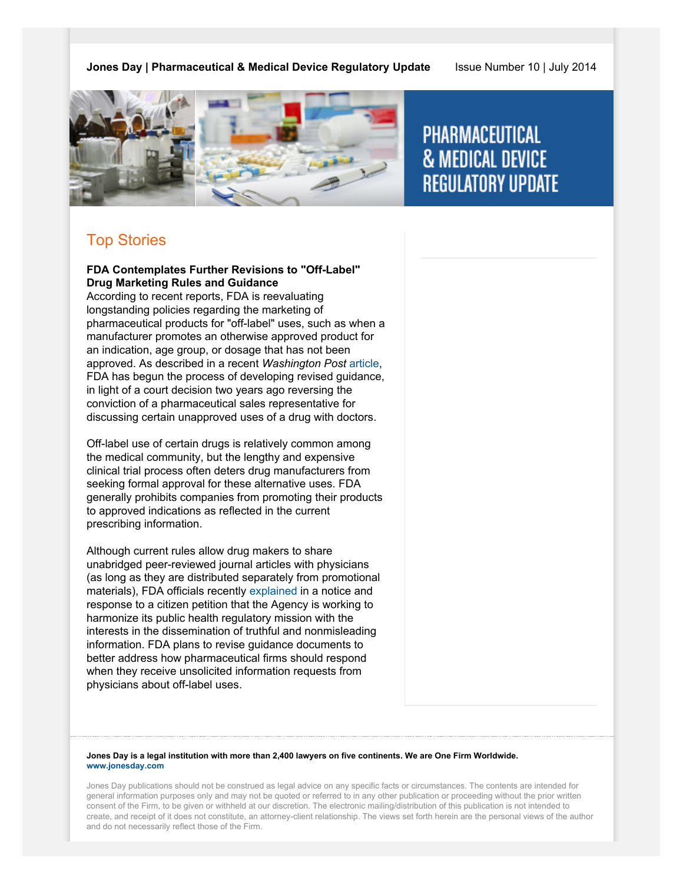## Top Stories

**FDA Contemplates Further Revisions to "Off-Label" Drug Marketing Rules and Guidance**

According to recent reports, FDA is reevaluating longstanding policies regarding the marketing of pharmaceutical products for "off-label" uses, such as when a manufacturer promotes an otherwise approved product for an indication, age group, or dosage that has not been approved. As described in a recent *Washington Post* article, FDA has begun the process of developing revised guidance, in light of a court decision two years ago reversing the conviction of a pharmaceutical sales representative for discussing certain unapproved uses of a drug with doctors.

Off-label use of certain drugs is relatively common among the medical community, but the lengthy and expensive clinical trial process often deters drug manufacturers from seeking formal approval for these alternative uses. FDA generally prohibits companies from promoting their products to approved indications as reflected in the current prescribing information.

Although current rules allow drug makers to share unabridged peer-reviewed journal articles with physicians (as long as they are distributed separately from promotional materials), FDA officials recently explained in a notice and response to a citizen petition that the Agency is working to harmonize its public health regulatory mission with the interests in the dissemination of truthful and nonmisleading information. FDA plans to revise guidance documents to better address how pharmaceutical firms should respond when they receive unsolicited information requests from physicians about off-label uses.

---

**Jones Day is a legal institution with more than 2,400 lawyers on five continents. We are One Firm Worldwide.**
**www.jonesday.com**

Jones Day publications should not be construed as legal advice on any specific facts or circumstances. The contents are intended for general information purposes only and may not be quoted or referred to in any other publication or proceeding without the prior written consent of the Firm, to be given or withheld at our discretion. The electronic mailing/distribution of this publication is not intended to create, and receipt of it does not constitute, an attorney-client relationship. The views set forth herein are the personal views of the author and do not necessarily reflect those of the Firm.